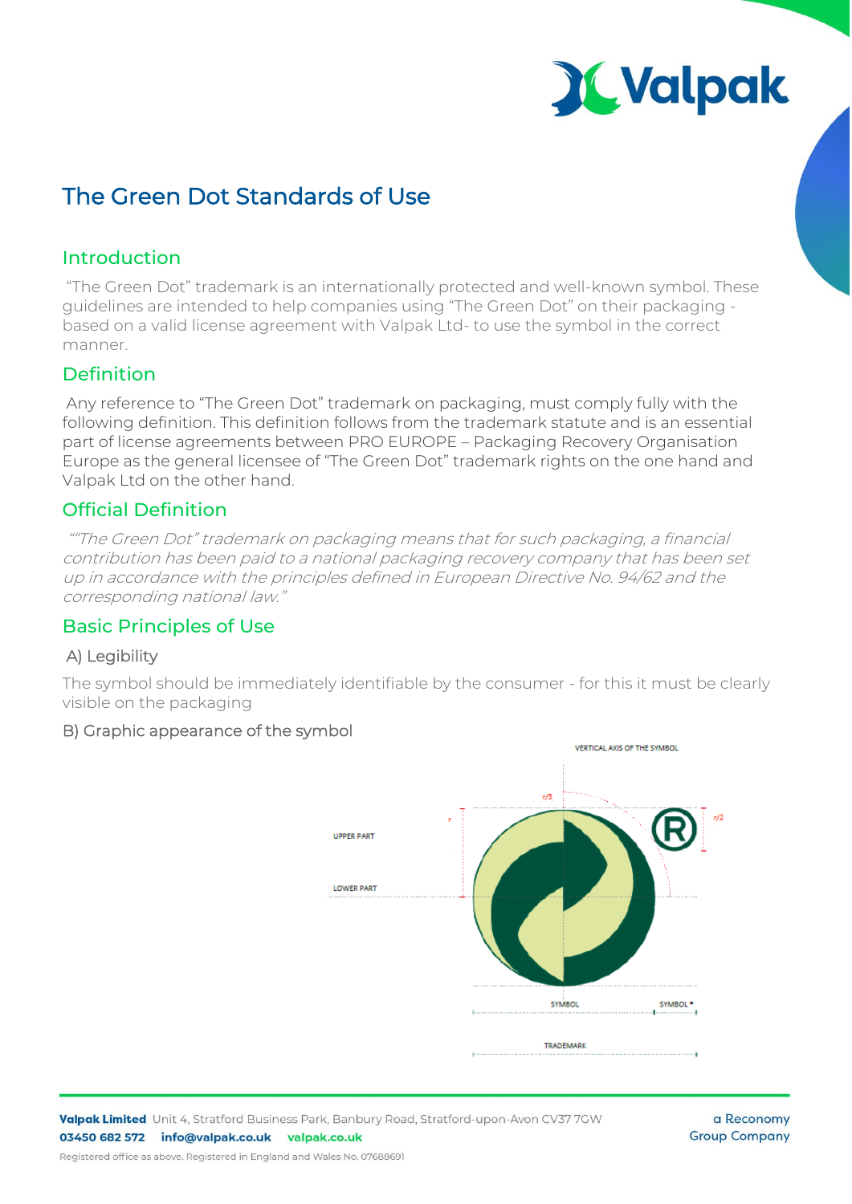# The Green Dot Standards of Use

## Introduction

"The Green Dot" trademark is an internationally protected and well-known symbol. These guidelines are intended to help companies using "The Green Dot" on their packaging - based on a valid license agreement with Valpak Ltd- to use the symbol in the correct manner.

## Definition

Any reference to "The Green Dot" trademark on packaging, must comply fully with the following definition. This definition follows from the trademark statute and is an essential part of license agreements between PRO EUROPE – Packaging Recovery Organisation Europe as the general licensee of "The Green Dot" trademark rights on the one hand and Valpak Ltd on the other hand.

## Official Definition

*""The Green Dot" trademark on packaging means that for such packaging, a financial contribution has been paid to a national packaging recovery company that has been set up in accordance with the principles defined in European Directive No. 94/62 and the corresponding national law."*

## Basic Principles of Use

A) Legibility

The symbol should be immediately identifiable by the consumer - for this it must be clearly visible on the packaging

B) Graphic appearance of the symbol

VERTICAL AXIS OF THE SYMBOL

r/5

r

r/2

UPPER PART

LOWER PART

SYMBOL

SYMBOL®

TRADEMARK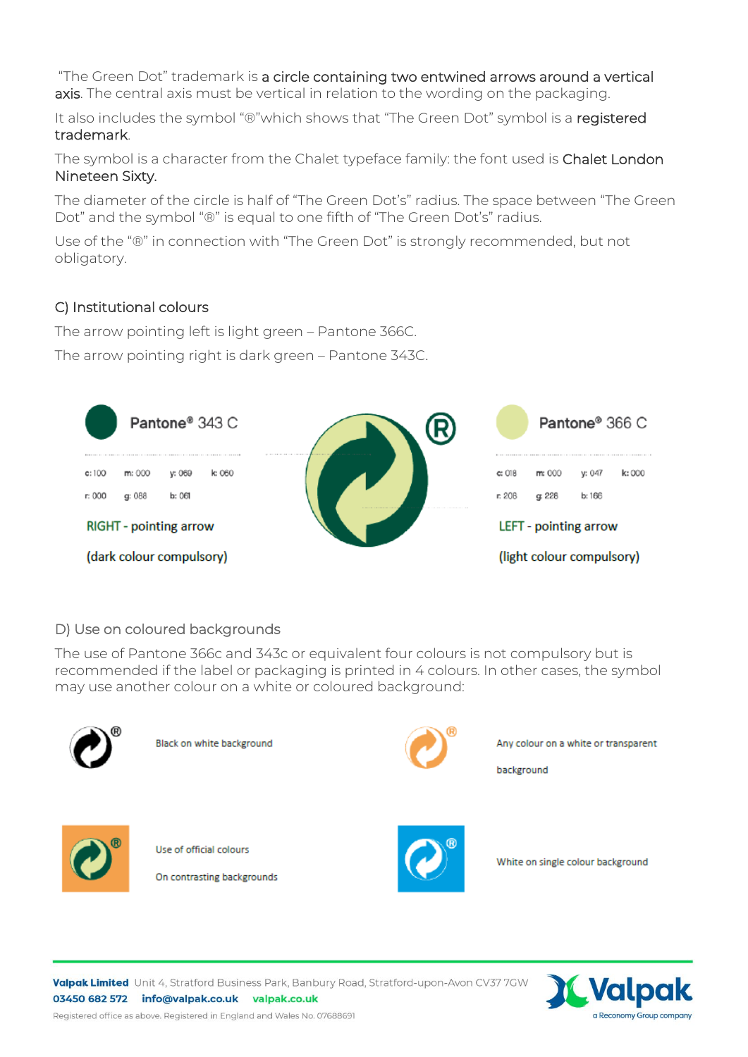"The Green Dot" trademark is a circle containing two entwined arrows around a vertical axis. The central axis must be vertical in relation to the wording on the packaging.

It also includes the symbol "®"which shows that "The Green Dot" symbol is a registered trademark.

The symbol is a character from the Chalet typeface family: the font used is Chalet London Nineteen Sixty.

The diameter of the circle is half of "The Green Dot's" radius. The space between "The Green Dot" and the symbol "®" is equal to one fifth of "The Green Dot's" radius.

Use of the "®" in connection with "The Green Dot" is strongly recommended, but not obligatory.

## C) Institutional colours

The arrow pointing left is light green – Pantone 366C.

The arrow pointing right is dark green – Pantone 343C.

Pantone® 343 C

c: 100 m: 000 y: 069 k: 060

r: 000 g: 088 b: 061

RIGHT - pointing arrow

(dark colour compulsory)

Pantone® 366 C

c: 018 m: 000 y: 047 k: 000

r: 208 g: 228 b: 166

LEFT - pointing arrow

(light colour compulsory)

## D) Use on coloured backgrounds

The use of Pantone 366c and 343c or equivalent four colours is not compulsory but is recommended if the label or packaging is printed in 4 colours. In other cases, the symbol may use another colour on a white or coloured background:

Black on white background

Any colour on a white or transparent background

Use of official colours

On contrasting backgrounds

White on single colour background

**Valpak Limited** Unit 4, Stratford Business Park, Banbury Road, Stratford-upon-Avon CV37 7GW
**03450 682 572** **info@valpak.co.uk** **valpak.co.uk**
Registered office as above. Registered in England and Wales No. 07688691

Valpak
a Reconomy Group company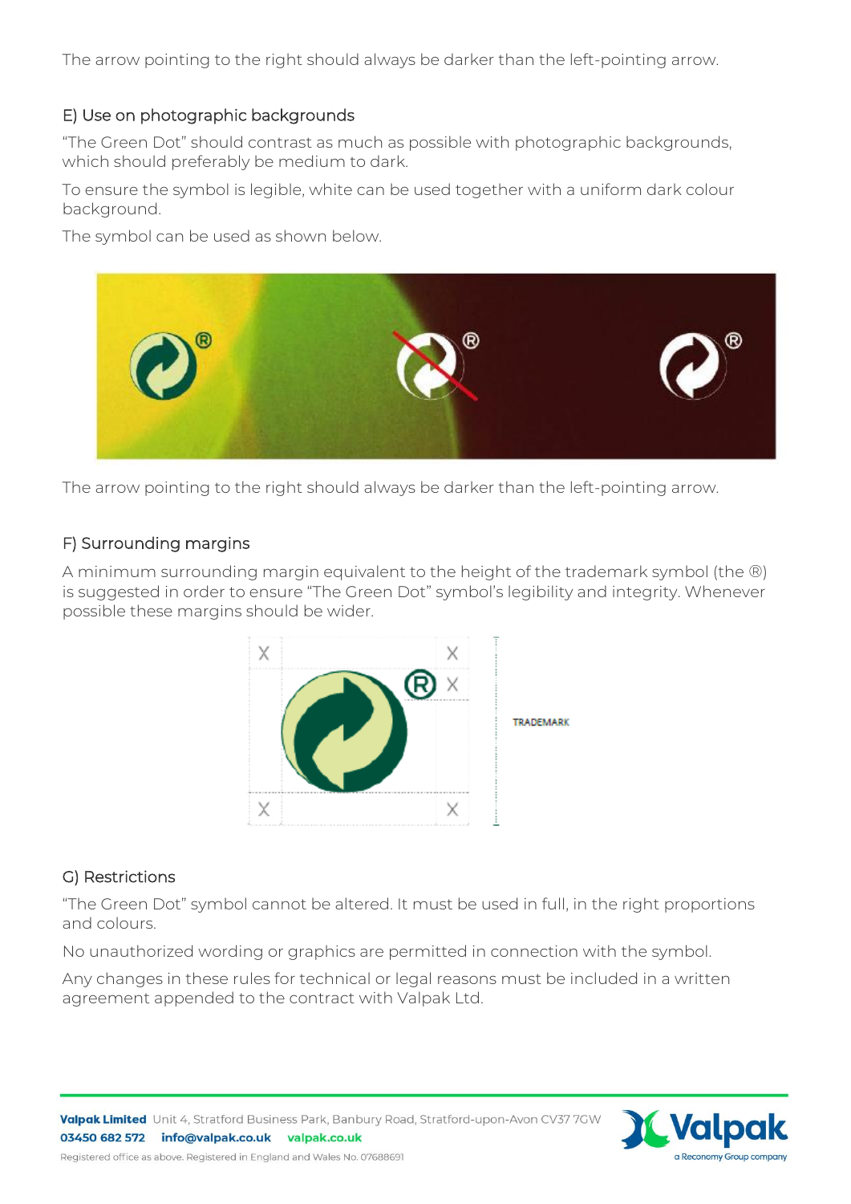The arrow pointing to the right should always be darker than the left-pointing arrow.

## E) Use on photographic backgrounds

"The Green Dot" should contrast as much as possible with photographic backgrounds, which should preferably be medium to dark.

To ensure the symbol is legible, white can be used together with a uniform dark colour background.

The symbol can be used as shown below.

The arrow pointing to the right should always be darker than the left-pointing arrow.

## F) Surrounding margins

A minimum surrounding margin equivalent to the height of the trademark symbol (the ®) is suggested in order to ensure "The Green Dot" symbol's legibility and integrity. Whenever possible these margins should be wider.

X X X X X

TRADEMARK

## G) Restrictions

"The Green Dot" symbol cannot be altered. It must be used in full, in the right proportions and colours.

No unauthorized wording or graphics are permitted in connection with the symbol.

Any changes in these rules for technical or legal reasons must be included in a written agreement appended to the contract with Valpak Ltd.

**Valpak Limited** Unit 4, Stratford Business Park, Banbury Road, Stratford-upon-Avon CV37 7GW
**03450 682 572** **info@valpak.co.uk** **valpak.co.uk**
Registered office as above. Registered in England and Wales No. 07688691

Valpak
a Reconomy Group company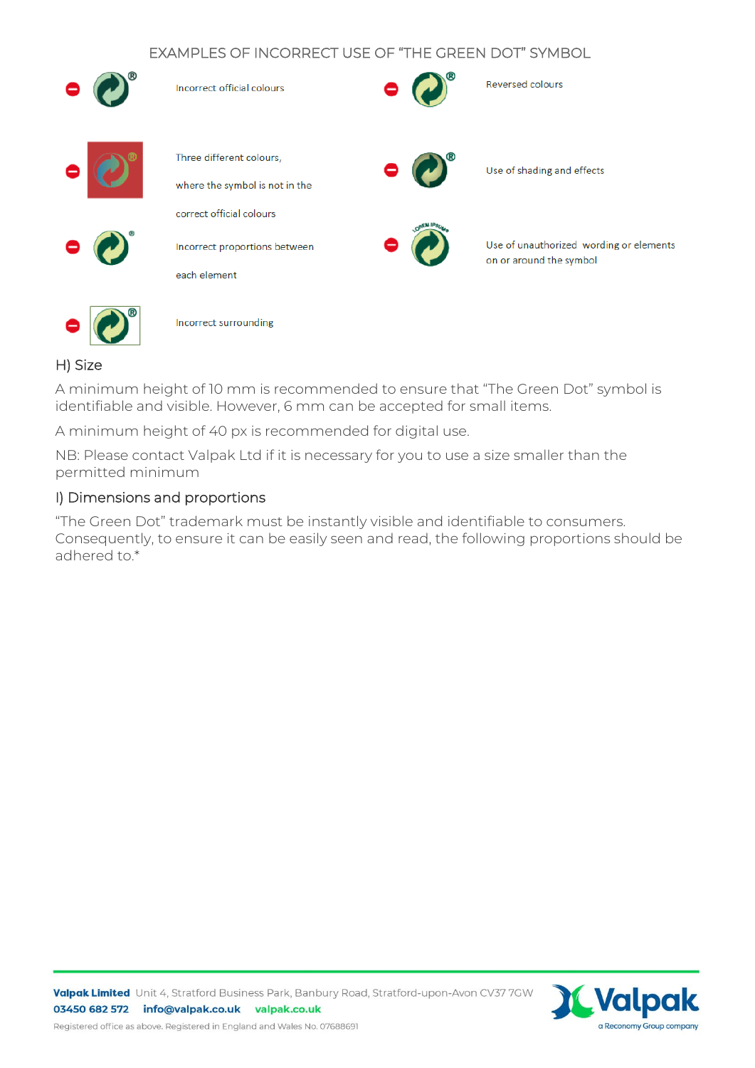EXAMPLES OF INCORRECT USE OF "THE GREEN DOT" SYMBOL

- Incorrect official colours
- Reversed colours
- Three different colours, where the symbol is not in the correct official colours
- Use of shading and effects
- Incorrect proportions between each element
- Use of unauthorized wording or elements on or around the symbol
- Incorrect surrounding

## H) Size

A minimum height of 10 mm is recommended to ensure that "The Green Dot" symbol is identifiable and visible. However, 6 mm can be accepted for small items.

A minimum height of 40 px is recommended for digital use.

NB: Please contact Valpak Ltd if it is necessary for you to use a size smaller than the permitted minimum

## I) Dimensions and proportions

"The Green Dot" trademark must be instantly visible and identifiable to consumers. Consequently, to ensure it can be easily seen and read, the following proportions should be adhered to.*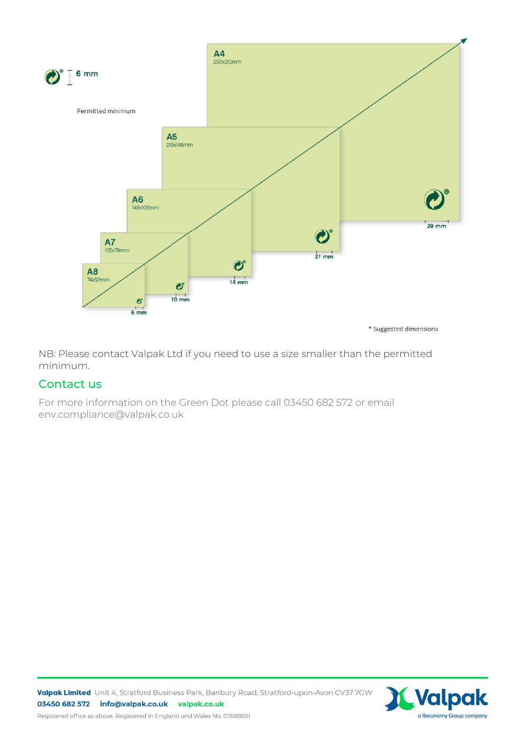6 mm

Permitted minimum

A4
297x210mm

29 mm

A5
210x148mm

21 mm

A6
148x105mm

14 mm

A7
105x74mm

10 mm

A8
74x52mm

6 mm

* Suggested dimensions

NB: Please contact Valpak Ltd if you need to use a size smaller than the permitted minimum.

## Contact us

For more information on the Green Dot please call 03450 682 572 or email env.compliance@valpak.co.uk